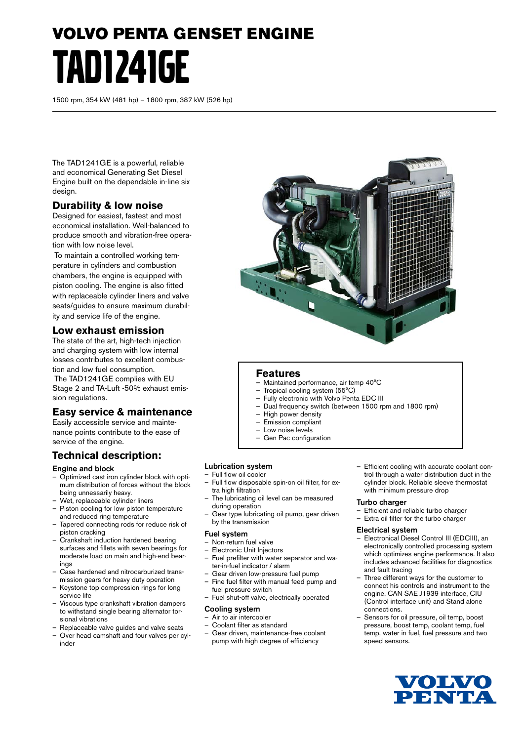# VOLVO PENTA GENSET ENGINE

# TAD1241GE

1500 rpm, 354 kW (481 hp) – 1800 rpm, 387 kW (526 hp)

The TAD1241GE is a powerful, reliable and economical Generating Set Diesel Engine built on the dependable in-line six design.

## Durability & low noise

Designed for easiest, fastest and most economical installation. Well-balanced to produce smooth and vibration-free operation with low noise level.

To maintain a controlled working temperature in cylinders and combustion chambers, the engine is equipped with piston cooling. The engine is also fitted with replaceable cylinder liners and valve seats/guides to ensure maximum durability and service life of the engine.

## Low exhaust emission

The state of the art, high-tech injection and charging system with low internal losses contributes to excellent combustion and low fuel consumption.

The TAD1241GE complies with EU Stage 2 and TA-Luft -50% exhaust emission regulations.

## Easy service & maintenance

Easily accessible service and maintenance points contribute to the ease of service of the engine.

## Features

- Maintained performance, air temp 40°C
- Tropical cooling system (55°C)
- Fully electronic with Volvo Penta EDC III
- Dual frequency switch (between 1500 rpm and 1800 rpm)
- High power density
- Emission compliant
- Low noise levels
- Gen Pac configuration

## Technical description:

### Engine and block

- Optimized cast iron cylinder block with optimum distribution of forces without the block being unnessarily heavy.
- Wet, replaceable cylinder liners
- Piston cooling for low piston temperature and reduced ring temperature
- Tapered connecting rods for reduce risk of piston cracking
- Crankshaft induction hardened bearing surfaces and fillets with seven bearings for moderate load on main and high-end bearings
- Case hardened and nitrocarburized transmission gears for heavy duty operation
- Keystone top compression rings for long service life
- Viscous type crankshaft vibration dampers to withstand single bearing alternator torsional vibrations
- Replaceable valve guides and valve seats
- Over head camshaft and four valves per cylinder

### Lubrication system

- Full flow oil cooler
- Full flow disposable spin-on oil filter, for extra high filtration
- The lubricating oil level can be measured during operation
- Gear type lubricating oil pump, gear driven by the transmission

### Fuel system

- Non-return fuel valve
- Electronic Unit Injectors
- Fuel prefilter with water separator and water-in-fuel indicator / alarm
- Gear driven low-pressure fuel pump
- Fine fuel filter with manual feed pump and fuel pressure switch
- Fuel shut-off valve, electrically operated

### Cooling system

- Air to air intercooler
- Coolant filter as standard
- Gear driven, maintenance-free coolant pump with high degree of efficiency
- Efficient cooling with accurate coolant control through a water distribution duct in the cylinder block. Reliable sleeve thermostat with minimum pressure drop

### Turbo charger

- Efficient and reliable turbo charger
- Extra oil filter for the turbo charger

### Electrical system

- Electronical Diesel Control III (EDCIII), an electronically controlled processing system which optimizes engine performance. It also includes advanced facilities for diagnostics and fault tracing
- Three different ways for the customer to connect his controls and instrument to the engine. CAN SAE J1939 interface, CIU (Control interface unit) and Stand alone connections.
- Sensors for oil pressure, oil temp, boost pressure, boost temp, coolant temp, fuel temp, water in fuel, fuel pressure and two speed sensors.

VOLVO PENTA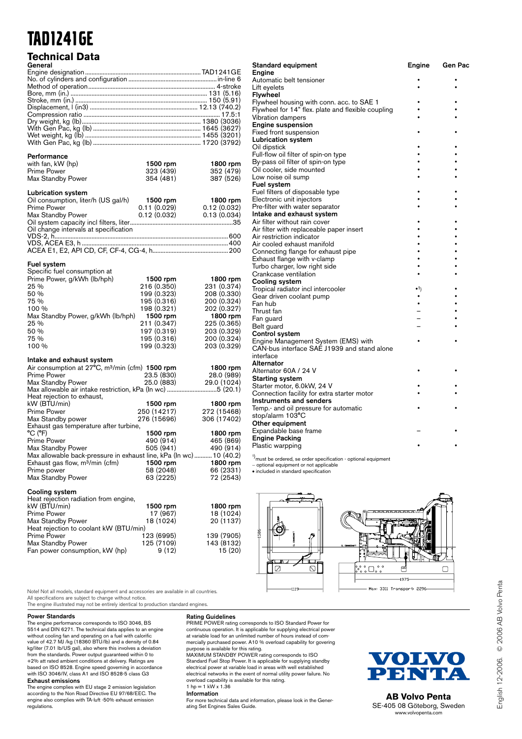# TAD1241GE

## Technical Data

### General

| | |
|---|---|
| Engine designation | TAD1241GE |
| No. of cylinders and configuration | in-line 6 |
| Method of operation | 4-stroke |
| Bore, mm (in.) | 131 (5.16) |
| Stroke, mm (in.) | 150 (5.91) |
| Displacement, l (in3) | 12.13 (740.2) |
| Compression ratio | 17.5:1 |
| Dry weight, kg (lb) | 1380 (3036) |
| With Gen Pac, kg (lb) | 1645 (3627) |
| Wet weight, kg (lb) | 1455 (3201) |
| With Gen Pac, kg (lb) | 1720 (3792) |

### Performance

| with fan, kW (hp) | 1500 rpm | 1800 rpm |
|---|---|---|
| Prime Power | 323 (439) | 352 (479) |
| Max Standby Power | 354 (481) | 387 (526) |

### Lubrication system

| Oil consumption, liter/h (US gal/h) | 1500 rpm | 1800 rpm |
|---|---|---|
| Prime Power | 0.11 (0.029) | 0.12 (0.032) |
| Max Standby Power | 0.12 (0.032) | 0.13 (0.034) |

Oil system capacity incl filters, liter ............ 35

Oil change intervals at specification

| | |
|---|---|
| VDS-2, h | 600 |
| VDS, ACEA E3, h | 400 |
| ACEA E1, E2, API CD, CF, CF-4, CG-4, h | 200 |

### Fuel system

| Specific fuel consumption at Prime Power, g/kWh (lb/hph) | 1500 rpm | 1800 rpm |
|---|---|---|
| 25 % | 216 (0.350) | 231 (0.374) |
| 50 % | 199 (0.323) | 208 (0.330) |
| 75 % | 195 (0.316) | 200 (0.324) |
| 100 % | 198 (0.321) | 202 (0.327) |
| **Max Standby Power, g/kWh (lb/hph)** | **1500 rpm** | **1800 rpm** |
| 25 % | 211 (0.347) | 225 (0.365) |
| 50 % | 197 (0.319) | 203 (0.329) |
| 75 % | 195 (0.316) | 200 (0.324) |
| 100 % | 199 (0.323) | 203 (0.329) |

### Intake and exhaust system

| Air consumption at 27°C, m³/min (cfm) | 1500 rpm | 1800 rpm |
|---|---|---|
| Prime Power | 23.5 (830) | 28.0 (989) |
| Max Standby Power | 25.0 (883) | 29.0 (1024) |

Max allowable air intake restriction, kPa (In wc) ............ 5 (20.1)

| Heat rejection to exhaust, kW (BTU/min) | 1500 rpm | 1800 rpm |
|---|---|---|
| Prime Power | 250 (14217) | 272 (15468) |
| Max Standby power | 276 (15696) | 306 (17402) |

| Exhaust gas temperature after turbine, °C (°F) | 1500 rpm | 1800 rpm |
|---|---|---|
| Prime Power | 490 (914) | 465 (869) |
| Max Standby Power | 505 (941) | 490 (914) |

Max allowable back-pressure in exhaust line, kPa (In wc) ............ 10 (40.2)

| Exhaust gas flow, m³/min (cfm) | 1500 rpm | 1800 rpm |
|---|---|---|
| Prime power | 58 (2048) | 66 (2331) |
| Max Standby Power | 63 (2225) | 72 (2543) |

### Cooling system

| Heat rejection radiation from engine, kW (BTU/min) | 1500 rpm | 1800 rpm |
|---|---|---|
| Prime Power | 17 (967) | 18 (1024) |
| Max Standby Power | 18 (1024) | 20 (1137) |
| **Heat rejection to coolant kW (BTU/min)** | | |
| Prime Power | 123 (6995) | 139 (7905) |
| Max Standby Power | 125 (7109) | 143 (8132) |
| Fan power consumption, kW (hp) | 9 (12) | 15 (20) |

### Standard equipment

| Standard equipment | Engine | Gen Pac |
|---|---|---|
| **Engine** | | |
| Automatic belt tensioner | • | • |
| Lift eyelets | • | • |
| **Flywheel** | | |
| Flywheel housing with conn. acc. to SAE 1 | • | • |
| Flywheel for 14" flex. plate and flexible coupling | • | • |
| Vibration dampers | • | • |
| **Engine suspension** | | |
| Fixed front suspension | • | • |
| **Lubrication system** | | |
| Oil dipstick | • | • |
| Full-flow oil filter of spin-on type | • | • |
| By-pass oil filter of spin-on type | • | • |
| Oil cooler, side mounted | • | • |
| Low noise oil sump | • | • |
| **Fuel system** | | |
| Fuel filters of disposable type | • | • |
| Electronic unit injectors | • | • |
| Pre-filter with water separator | • | • |
| **Intake and exhaust system** | | |
| Air filter without rain cover | • | • |
| Air filter with replaceable paper insert | • | • |
| Air restriction indicator | • | • |
| Air cooled exhaust manifold | • | • |
| Connecting flange for exhaust pipe | • | • |
| Exhaust flange with v-clamp | • | • |
| Turbo charger, low right side | • | • |
| Crankcase ventilation | • | • |
| **Cooling system** | | |
| Tropical radiator incl intercooler | •1) | • |
| Gear driven coolant pump | • | • |
| Fan hub | • | • |
| Thrust fan | – | • |
| Fan guard | – | • |
| Belt guard | – | • |
| **Control system** | | |
| Engine Management System (EMS) with CAN-bus interface SAE J1939 and stand alone interface | • | • |
| **Alternator** | | |
| Alternator 60A / 24 V | • | • |
| **Starting system** | | |
| Starter motor, 6.0kW, 24 V | • | • |
| Connection facility for extra starter motor | • | • |
| **Instruments and senders** | | |
| Temp.- and oil pressure for automatic stop/alarm 103°C | • | • |
| **Other equipment** | | |
| Expandable base frame | – | • |
| **Engine Packing** | | |
| Plastic warpping | • | • |

1) must be ordered, se order specification - optional equipment
– optional equipment or not applicable
• included in standard specification

1586
1119
1975
Max: 3311 Transport: 2296

Note! Not all models, standard equipment and accessories are available in all countries.
All specifications are subject to change without notice.
The engine illustrated may not be entirely identical to production standard engines.

### Power Standards

The engine performance corresponds to ISO 3046, BS 5514 and DIN 6271. The technical data applies to an engine without cooling fan and operating on a fuel with calorific value of 42.7 MJ /kg (18360 BTU/lb) and a density of 0.84 kg/liter (7.01 lb/US gal), also where this involves a deviation from the standards. Power output guaranteed within 0 to +2% att rated ambient conditions at delivery. Ratings are based on ISO 8528. Engine speed governing in accordance with ISO 3046/IV, class A1 and ISO 8528-5 class G3

### Exhaust emissions

The engine complies with EU stage 2 emission legislation according to the Non Road Directive EU 97/68/EEC. The engine also complies with TA-luft -50% exhaust emission regulations.

### Rating Guidelines

PRIME POWER rating corresponds to ISO Standard Power for continuous operation. It is applicable for supplying electrical power at variable load for an unlimited number of hours instead of commercially purchased power. A10 % overload capability for govering purpose is available for this rating.
MAXIMUM STANDBY POWER rating corresponds to ISO Standard Fuel Stop Power. It is applicable for supplying standby electrical power at variable load in areas with well established electrical networks in the event of normal utility power failure. No overload capability is available for this rating.
1 hp = 1 kW x 1.36

### Information

For more technical data and information, please look in the Generating Set Engines Sales Guide.

VOLVO PENTA

**AB Volvo Penta**
SE-405 08 Göteborg, Sweden
www.volvopenta.com

English 12-2006. © 2006 AB Volvo Penta